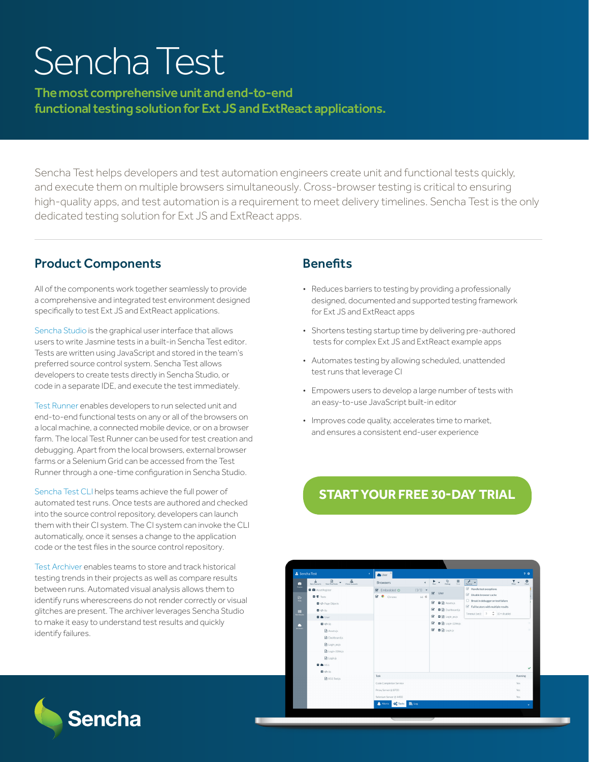# Sencha Test

**The most comprehensive unit and end-to-end functional testing solution for Ext JS and ExtReact applications.**

Sencha Test helps developers and test automation engineers create unit and functional tests quickly, and execute them on multiple browsers simultaneously. Cross-browser testing is critical to ensuring high-quality apps, and test automation is a requirement to meet delivery timelines. Sencha Test is the only dedicated testing solution for Ext JS and ExtReact apps.

## Product Components

All of the components work together seamlessly to provide a comprehensive and integrated test environment designed specifically to test Ext JS and ExtReact applications.

Sencha Studio is the graphical user interface that allows users to write Jasmine tests in a built-in Sencha Test editor. Tests are written using JavaScript and stored in the team's preferred source control system. Sencha Test allows developers to create tests directly in Sencha Studio, or code in a separate IDE, and execute the test immediately.

Test Runner enables developers to run selected unit and end-to-end functional tests on any or all of the browsers on a local machine, a connected mobile device, or on a browser farm. The local Test Runner can be used for test creation and debugging. Apart from the local browsers, external browser farms or a Selenium Grid can be accessed from the Test Runner through a one-time configuration in Sencha Studio.

Sencha Test CLI helps teams achieve the full power of automated test runs. Once tests are authored and checked into the source control repository, developers can launch them with their CI system. The CI system can invoke the CLI automatically, once it senses a change to the application code or the test files in the source control repository.

Test Archiver enables teams to store and track historical testing trends in their projects as well as compare results between runs. Automated visual analysis allows them to identify runs wherescreens do not render correctly or visual glitches are present. The archiver leverages Sencha Studio to make it easy to understand test results and quickly identify failures.

## Benefits

- Reduces barriers to testing by providing a professionally designed, documented and supported testing framework for Ext JS and ExtReact apps
- Shortens testing startup time by delivering pre-authored tests for complex Ext JS and ExtReact example apps
- Automates testing by allowing scheduled, unattended test runs that leverage CI
- Empowers users to develop a large number of tests with an easy-to-use JavaScript built-in editor
- Improves code quality, accelerates time to market, and ensures a consistent end-user experience

**START YOUR FREE 30-DAY TRIAL**

Sencha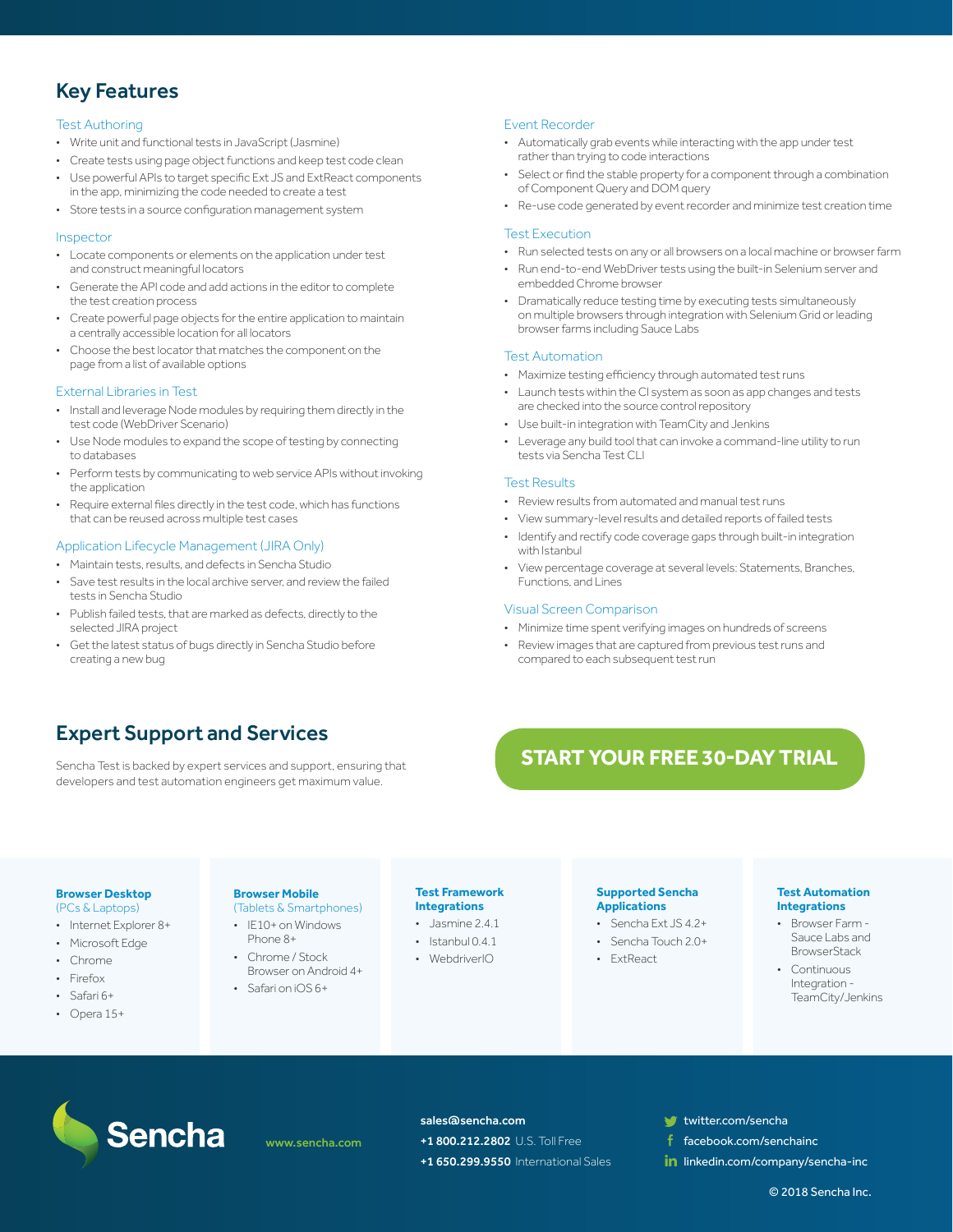## Key Features

### Test Authoring

- Write unit and functional tests in JavaScript (Jasmine)
- Create tests using page object functions and keep test code clean
- Use powerful APIs to target specific Ext JS and ExtReact components in the app, minimizing the code needed to create a test
- Store tests in a source configuration management system

### Inspector

- Locate components or elements on the application under test and construct meaningful locators
- Generate the API code and add actions in the editor to complete the test creation process
- Create powerful page objects for the entire application to maintain a centrally accessible location for all locators
- Choose the best locator that matches the component on the page from a list of available options

### External Libraries in Test

- Install and leverage Node modules by requiring them directly in the test code (WebDriver Scenario)
- Use Node modules to expand the scope of testing by connecting to databases
- Perform tests by communicating to web service APIs without invoking the application
- Require external files directly in the test code, which has functions that can be reused across multiple test cases

### Application Lifecycle Management (JIRA Only)

- Maintain tests, results, and defects in Sencha Studio
- Save test results in the local archive server, and review the failed tests in Sencha Studio
- Publish failed tests, that are marked as defects, directly to the selected JIRA project
- Get the latest status of bugs directly in Sencha Studio before creating a new bug

### Event Recorder

- Automatically grab events while interacting with the app under test rather than trying to code interactions
- Select or find the stable property for a component through a combination of Component Query and DOM query
- Re-use code generated by event recorder and minimize test creation time

### Test Execution

- Run selected tests on any or all browsers on a local machine or browser farm
- Run end-to-end WebDriver tests using the built-in Selenium server and embedded Chrome browser
- Dramatically reduce testing time by executing tests simultaneously on multiple browsers through integration with Selenium Grid or leading browser farms including Sauce Labs

### Test Automation

- Maximize testing efficiency through automated test runs
- Launch tests within the CI system as soon as app changes and tests are checked into the source control repository
- Use built-in integration with TeamCity and Jenkins
- Leverage any build tool that can invoke a command-line utility to run tests via Sencha Test CLI

### Test Results

- Review results from automated and manual test runs
- View summary-level results and detailed reports of failed tests
- Identify and rectify code coverage gaps through built-in integration with Istanbul
- View percentage coverage at several levels: Statements, Branches, Functions, and Lines

### Visual Screen Comparison

- Minimize time spent verifying images on hundreds of screens
- Review images that are captured from previous test runs and compared to each subsequent test run

## Expert Support and Services

Sencha Test is backed by expert services and support, ensuring that developers and test automation engineers get maximum value.

**START YOUR FREE 30-DAY TRIAL**

**Browser Desktop** (PCs & Laptops)

- Internet Explorer 8+
- Microsoft Edge
- Chrome
- Firefox
- Safari 6+
- Opera 15+

**Browser Mobile** (Tablets & Smartphones)

- IE10+ on Windows Phone 8+
- Chrome / Stock Browser on Android 4+
- Safari on iOS 6+

**Test Framework Integrations**

- Jasmine 2.4.1
- Istanbul 0.4.1
- WebdriverIO

**Supported Sencha Applications**

- Sencha Ext JS 4.2+
- Sencha Touch 2.0+
- ExtReact

**Test Automation Integrations**

- Browser Farm - Sauce Labs and BrowserStack
- Continuous Integration - TeamCity/Jenkins

Sencha

www.sencha.com

**sales@sencha.com**
**+1 800.212.2802** U.S. Toll Free
**+1 650.299.9550** International Sales

twitter.com/sencha
facebook.com/senchainc
linkedin.com/company/sencha-inc

© 2018 Sencha Inc.